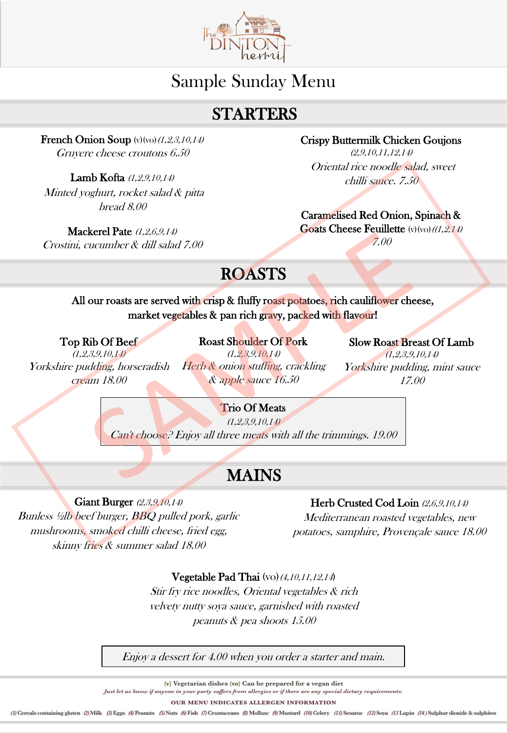The Dinton Hermit

# Sample Sunday Menu

## STARTERS

**French Onion Soup** (v) (vo) *(1,2,3,10,14)*
*Gruyere cheese croutons 6.50*

**Lamb Kofta** *(1,2,9,10,14)*
*Minted yoghurt, rocket salad & pitta bread 8.00*

**Mackerel Pate** *(1,2,6,9,14)*
*Crostini, cucumber & dill salad 7.00*

**Crispy Buttermilk Chicken Goujons** *(2,9,10,11,12,14)*
*Oriental rice noodle salad, sweet chilli sauce. 7.50*

**Caramelised Red Onion, Spinach & Goats Cheese Feuillette** (v) (vo) *((1,2,14)*
*7.00*

## ROASTS

**All our roasts are served with crisp & fluffy roast potatoes, rich cauliflower cheese, market vegetables & pan rich gravy, packed with flavour!**

**Top Rib Of Beef** *(1,2,3,9,10,14)*
*Yorkshire pudding, horseradish cream 18.00*

**Roast Shoulder Of Pork** *(1,2,3,9,10,14)*
*Herb & onion stuffing, crackling & apple sauce 16.50*

**Slow Roast Breast Of Lamb** *(1,2,3,9,10,14)*
*Yorkshire pudding, mint sauce 17.00*

**Trio Of Meats** *(1,2,3,9,10,14)*
*Can't choose? Enjoy all three meats with all the trimmings. 19.00*

## MAINS

**Giant Burger** *(2,3,9,10,14)*
*Bunless ½lb beef burger, BBQ pulled pork, garlic mushrooms, smoked chilli cheese, fried egg, skinny fries & summer salad 18.00*

**Herb Crusted Cod Loin** *(2,6,9,10,14)*
*Mediterranean roasted vegetables, new potatoes, samphire, Provençale sauce 18.00*

**Vegetable Pad Thai** (vo) *(4,10,11,12,14)*
*Stir fry rice noodles, Oriental vegetables & rich velvety nutty soya sauce, garnished with roasted peanuts & pea shoots 15.00*

*Enjoy a dessert for 4.00 when you order a starter and main.*

(v) Vegetarian dishes (vo) Can be prepared for a vegan diet

*Just let us know if anyone in your party suffers from allergies or if there are any special dietary requirements.*

**OUR MENU INDICATES ALLERGEN INFORMATION**

(1) Cereals containing gluten (2) Milk (3) Eggs (4) Peanuts (5) Nuts (6) Fish (7) Crustaceans (8) Mollusc (9) Mustard (10) Celery (11) Sesame (12) Soya (13 Lupin (14) Sulphur dioxide & sulphites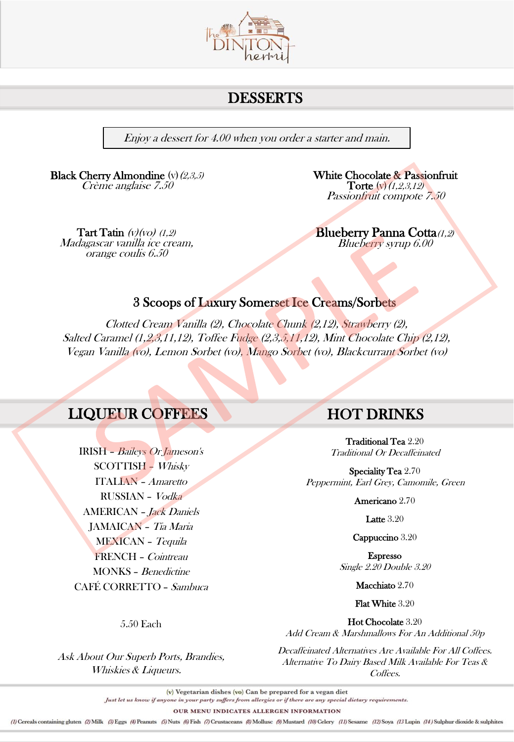The DINTON hermit

# DESSERTS

*Enjoy a dessert for 4.00 when you order a starter and main.*

**Black Cherry Almondine** (v) *(2,3,5)*
*Crème anglaise 7.50*

**White Chocolate & Passionfruit Torte** (v) *(1,2,3,12)*
*Passionfruit compote 7.50*

**Tart Tatin** *(v)(vo) (1,2)*
*Madagascar vanilla ice cream, orange coulis 6.50*

**Blueberry Panna Cotta** *(1,2)*
*Blueberry syrup 6.00*

**3 Scoops of Luxury Somerset Ice Creams/Sorbets**

*Clotted Cream Vanilla (2), Chocolate Chunk (2,12), Strawberry (2), Salted Caramel (1,2,3,11,12), Toffee Fudge (2,3,5,11,12), Mint Chocolate Chip (2,12), Vegan Vanilla (vo), Lemon Sorbet (vo), Mango Sorbet (vo), Blackcurrant Sorbet (vo)*

SAMPLE

## LIQUEUR COFFEES

IRISH – *Baileys Or Jameson's*
SCOTTISH – *Whisky*
ITALIAN – *Amaretto*
RUSSIAN – *Vodka*
AMERICAN – *Jack Daniels*
JAMAICAN – *Tia Maria*
MEXICAN – *Tequila*
FRENCH – *Cointreau*
MONKS – *Benedictine*
CAFÉ CORRETTO – *Sambuca*

5.50 Each

*Ask About Our Superb Ports, Brandies, Whiskies & Liqueurs.*

## HOT DRINKS

**Traditional Tea** 2.20
*Traditional Or Decaffeinated*

**Speciality Tea** 2.70
*Peppermint, Earl Grey, Camomile, Green*

**Americano** 2.70

**Latte** 3.20

**Cappuccino** 3.20

**Espresso**
*Single 2.20 Double 3.20*

**Macchiato** 2.70

**Flat White** 3.20

**Hot Chocolate** 3.20
*Add Cream & Marshmallows For An Additional 50p*

*Decaffeinated Alternatives Are Available For All Coffees. Alternative To Dairy Based Milk Available For Teas & Coffees.*

(v) Vegetarian dishes (vo) Can be prepared for a vegan diet
*Just let us know if anyone in your party suffers from allergies or if there are any special dietary requirements.*

**OUR MENU INDICATES ALLERGEN INFORMATION**

(1) Cereals containing gluten (2) Milk (3) Eggs (4) Peanuts (5) Nuts (6) Fish (7) Crustaceans (8) Mollusc (9) Mustard (10) Celery (11) Sesame (12) Soya (13 Lupin (14) Sulphur dioxide & sulphites